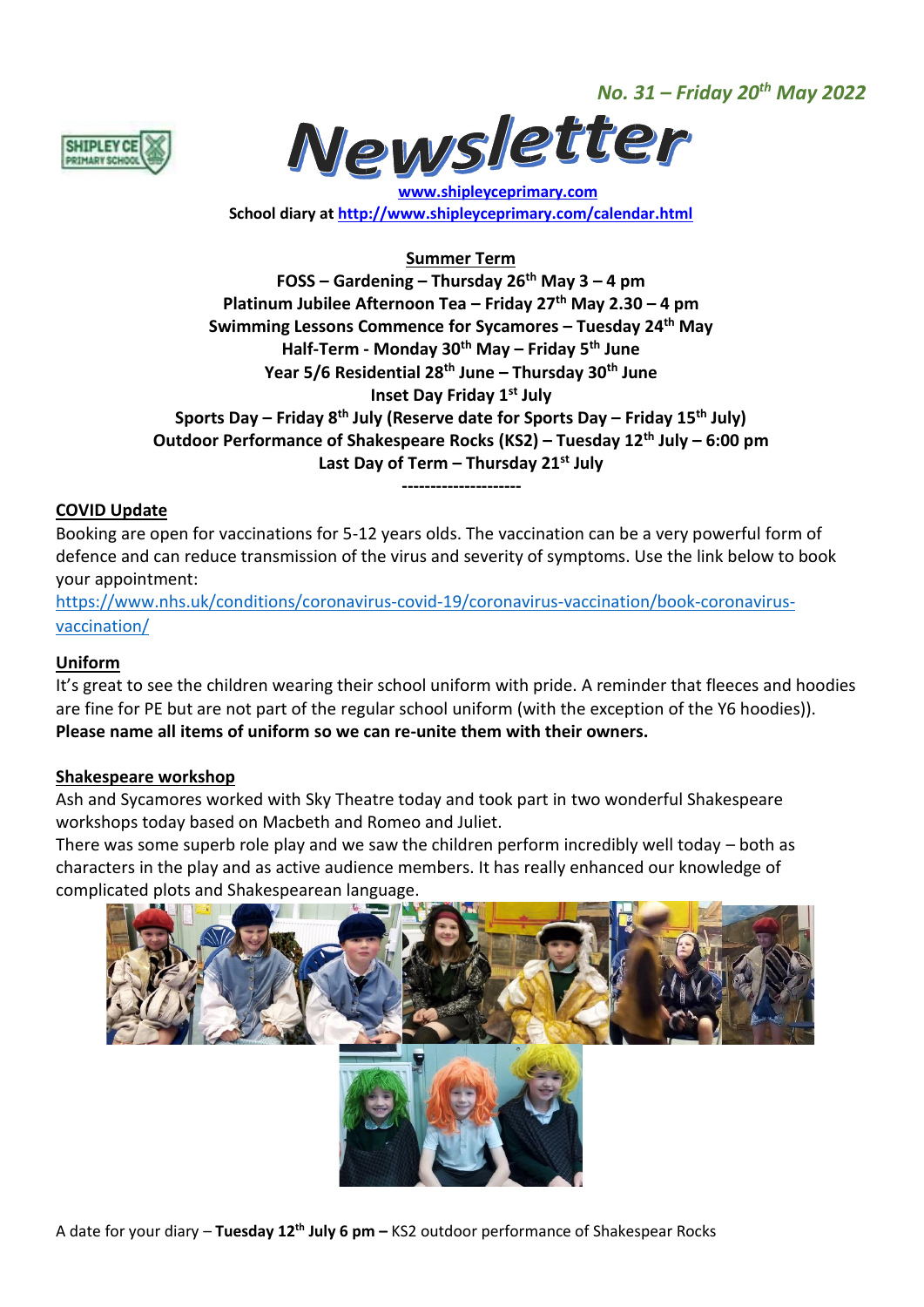*No. 31 – Friday 20th May 2022*

# Newsletter

**[www.shipleyceprimary.com](http://www.shipleyceprimary.com)**

**School diary at [http://www.shipleyceprimary.com/calendar.html](http://www.shipleyceprimary.com/calendar.html)**

**Summer Term**

**FOSS – Gardening – Thursday 26th May 3 – 4 pm**
**Platinum Jubilee Afternoon Tea – Friday 27th May 2.30 – 4 pm**
**Swimming Lessons Commence for Sycamores – Tuesday 24th May**
**Half-Term - Monday 30th May – Friday 5th June**
**Year 5/6 Residential 28th June – Thursday 30th June**
**Inset Day Friday 1st July**
**Sports Day – Friday 8th July (Reserve date for Sports Day – Friday 15th July)**
**Outdoor Performance of Shakespeare Rocks (KS2) – Tuesday 12th July – 6:00 pm**
**Last Day of Term – Thursday 21st July**

---------------------

## COVID Update

Booking are open for vaccinations for 5-12 years olds. The vaccination can be a very powerful form of defence and can reduce transmission of the virus and severity of symptoms. Use the link below to book your appointment:
[https://www.nhs.uk/conditions/coronavirus-covid-19/coronavirus-vaccination/book-coronavirus-vaccination/](https://www.nhs.uk/conditions/coronavirus-covid-19/coronavirus-vaccination/book-coronavirus-vaccination/)

## Uniform

It's great to see the children wearing their school uniform with pride. A reminder that fleeces and hoodies are fine for PE but are not part of the regular school uniform (with the exception of the Y6 hoodies)).
**Please name all items of uniform so we can re-unite them with their owners.**

## Shakespeare workshop

Ash and Sycamores worked with Sky Theatre today and took part in two wonderful Shakespeare workshops today based on Macbeth and Romeo and Juliet.
There was some superb role play and we saw the children perform incredibly well today – both as characters in the play and as active audience members. It has really enhanced our knowledge of complicated plots and Shakespearean language.

A date for your diary – **Tuesday 12th July 6 pm –** KS2 outdoor performance of Shakespear Rocks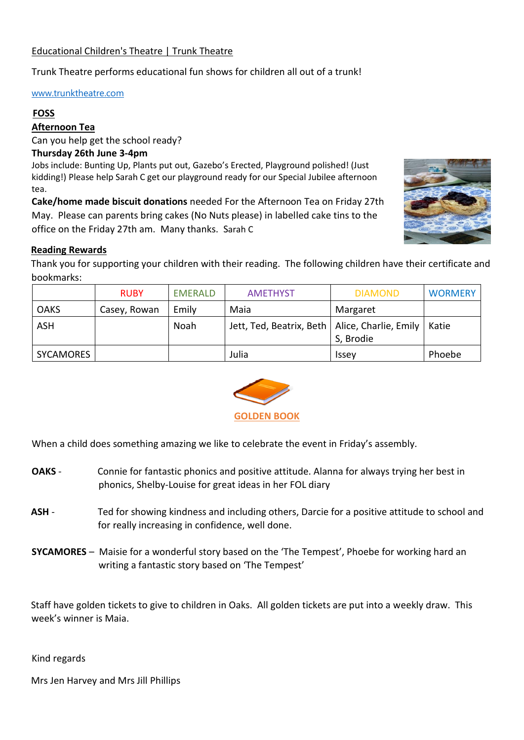Educational Children's Theatre | Trunk Theatre

Trunk Theatre performs educational fun shows for children all out of a trunk!

www.trunktheatre.com

## FOSS

### Afternoon Tea

Can you help get the school ready?

**Thursday 26th June 3-4pm**

Jobs include: Bunting Up, Plants put out, Gazebo's Erected, Playground polished! (Just kidding!) Please help Sarah C get our playground ready for our Special Jubilee afternoon tea.

**Cake/home made biscuit donations** needed For the Afternoon Tea on Friday 27th May. Please can parents bring cakes (No Nuts please) in labelled cake tins to the office on the Friday 27th am. Many thanks. Sarah C

### Reading Rewards

Thank you for supporting your children with their reading. The following children have their certificate and bookmarks:

| | RUBY | EMERALD | AMETHYST | DIAMOND | WORMERY |
|---|---|---|---|---|---|
| OAKS | Casey, Rowan | Emily | Maia | Margaret | |
| ASH | | Noah | Jett, Ted, Beatrix, Beth | Alice, Charlie, Emily S, Brodie | Katie |
| SYCAMORES | | | Julia | Issey | Phoebe |

### GOLDEN BOOK

When a child does something amazing we like to celebrate the event in Friday's assembly.

**OAKS** - Connie for fantastic phonics and positive attitude. Alanna for always trying her best in phonics, Shelby-Louise for great ideas in her FOL diary

**ASH** - Ted for showing kindness and including others, Darcie for a positive attitude to school and for really increasing in confidence, well done.

**SYCAMORES** – Maisie for a wonderful story based on the 'The Tempest', Phoebe for working hard an writing a fantastic story based on 'The Tempest'

Staff have golden tickets to give to children in Oaks. All golden tickets are put into a weekly draw. This week's winner is Maia.

Kind regards

Mrs Jen Harvey and Mrs Jill Phillips